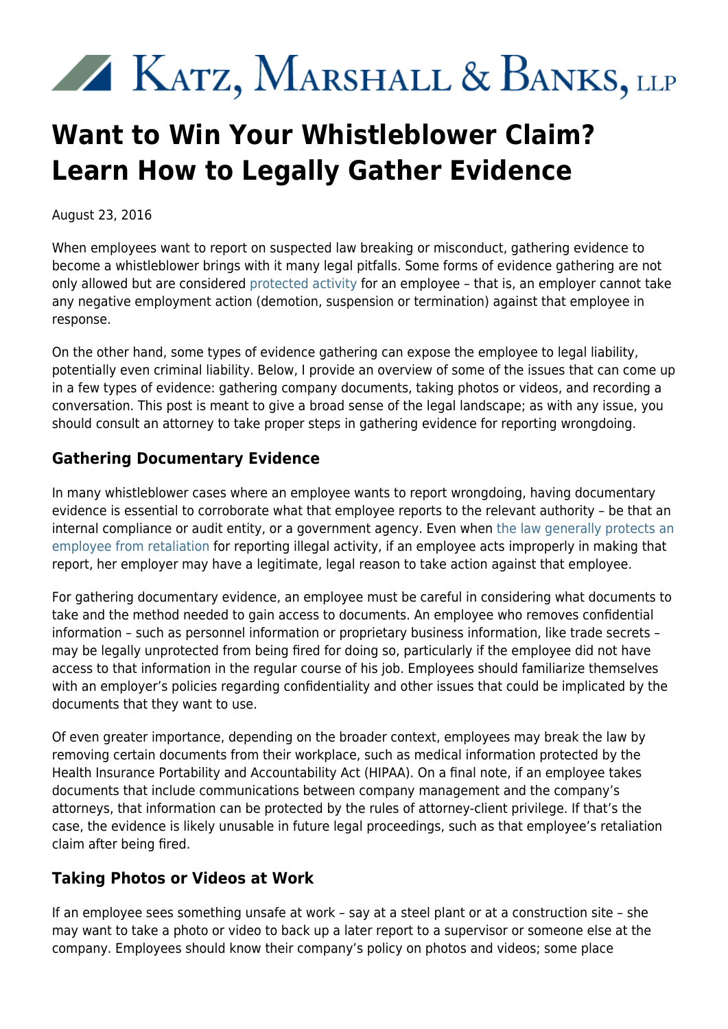Katz, Marshall & Banks, LLP

# Want to Win Your Whistleblower Claim? Learn How to Legally Gather Evidence

August 23, 2016

When employees want to report on suspected law breaking or misconduct, gathering evidence to become a whistleblower brings with it many legal pitfalls. Some forms of evidence gathering are not only allowed but are considered protected activity for an employee – that is, an employer cannot take any negative employment action (demotion, suspension or termination) against that employee in response.

On the other hand, some types of evidence gathering can expose the employee to legal liability, potentially even criminal liability. Below, I provide an overview of some of the issues that can come up in a few types of evidence: gathering company documents, taking photos or videos, and recording a conversation. This post is meant to give a broad sense of the legal landscape; as with any issue, you should consult an attorney to take proper steps in gathering evidence for reporting wrongdoing.

## Gathering Documentary Evidence

In many whistleblower cases where an employee wants to report wrongdoing, having documentary evidence is essential to corroborate what that employee reports to the relevant authority – be that an internal compliance or audit entity, or a government agency. Even when the law generally protects an employee from retaliation for reporting illegal activity, if an employee acts improperly in making that report, her employer may have a legitimate, legal reason to take action against that employee.

For gathering documentary evidence, an employee must be careful in considering what documents to take and the method needed to gain access to documents. An employee who removes confidential information – such as personnel information or proprietary business information, like trade secrets – may be legally unprotected from being fired for doing so, particularly if the employee did not have access to that information in the regular course of his job. Employees should familiarize themselves with an employer's policies regarding confidentiality and other issues that could be implicated by the documents that they want to use.

Of even greater importance, depending on the broader context, employees may break the law by removing certain documents from their workplace, such as medical information protected by the Health Insurance Portability and Accountability Act (HIPAA). On a final note, if an employee takes documents that include communications between company management and the company's attorneys, that information can be protected by the rules of attorney-client privilege. If that's the case, the evidence is likely unusable in future legal proceedings, such as that employee's retaliation claim after being fired.

## Taking Photos or Videos at Work

If an employee sees something unsafe at work – say at a steel plant or at a construction site – she may want to take a photo or video to back up a later report to a supervisor or someone else at the company. Employees should know their company's policy on photos and videos; some place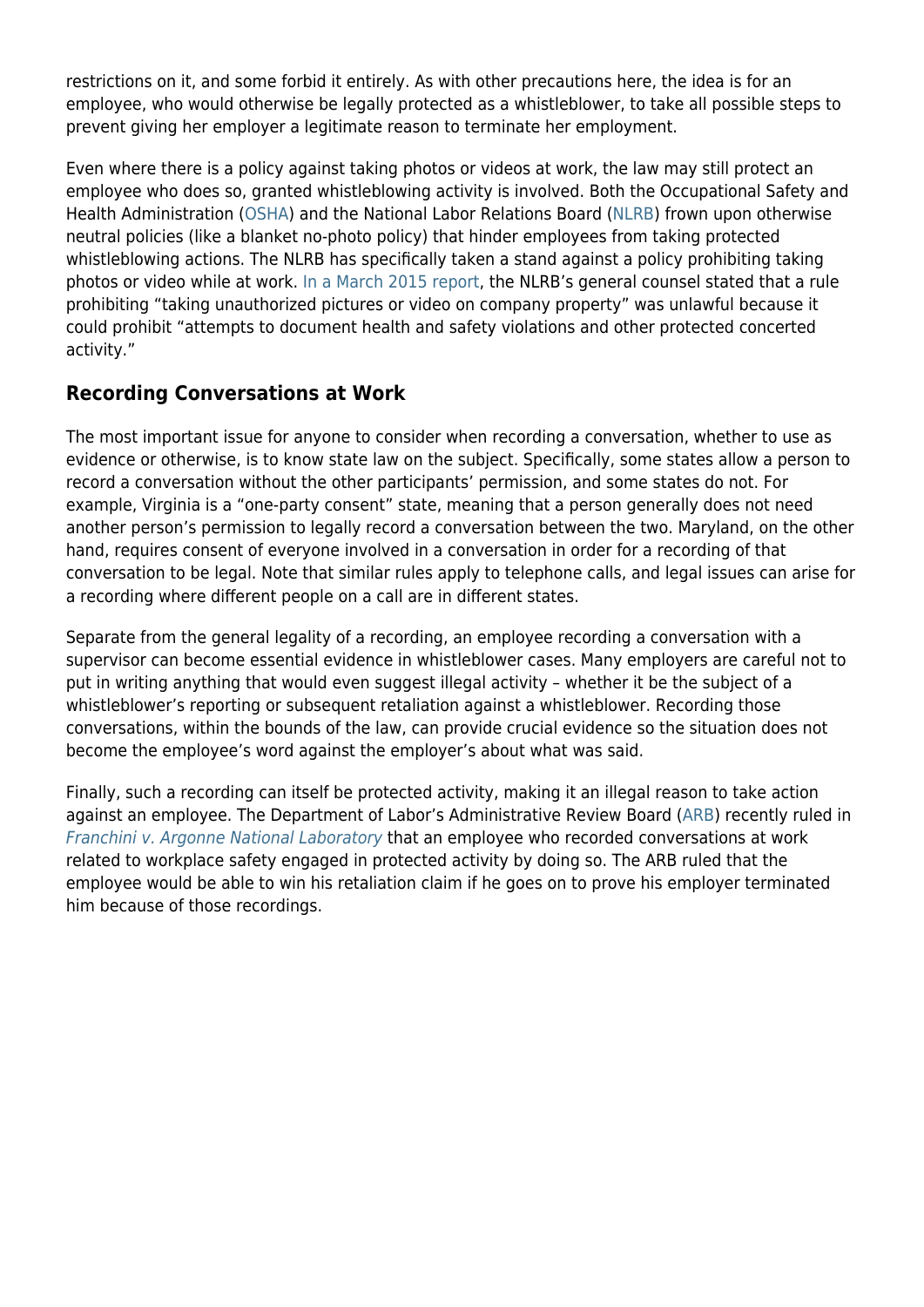restrictions on it, and some forbid it entirely. As with other precautions here, the idea is for an employee, who would otherwise be legally protected as a whistleblower, to take all possible steps to prevent giving her employer a legitimate reason to terminate her employment.

Even where there is a policy against taking photos or videos at work, the law may still protect an employee who does so, granted whistleblowing activity is involved. Both the Occupational Safety and Health Administration (OSHA) and the National Labor Relations Board (NLRB) frown upon otherwise neutral policies (like a blanket no-photo policy) that hinder employees from taking protected whistleblowing actions. The NLRB has specifically taken a stand against a policy prohibiting taking photos or video while at work. In a March 2015 report, the NLRB's general counsel stated that a rule prohibiting "taking unauthorized pictures or video on company property" was unlawful because it could prohibit "attempts to document health and safety violations and other protected concerted activity."

## Recording Conversations at Work

The most important issue for anyone to consider when recording a conversation, whether to use as evidence or otherwise, is to know state law on the subject. Specifically, some states allow a person to record a conversation without the other participants' permission, and some states do not. For example, Virginia is a "one-party consent" state, meaning that a person generally does not need another person's permission to legally record a conversation between the two. Maryland, on the other hand, requires consent of everyone involved in a conversation in order for a recording of that conversation to be legal. Note that similar rules apply to telephone calls, and legal issues can arise for a recording where different people on a call are in different states.

Separate from the general legality of a recording, an employee recording a conversation with a supervisor can become essential evidence in whistleblower cases. Many employers are careful not to put in writing anything that would even suggest illegal activity – whether it be the subject of a whistleblower's reporting or subsequent retaliation against a whistleblower. Recording those conversations, within the bounds of the law, can provide crucial evidence so the situation does not become the employee's word against the employer's about what was said.

Finally, such a recording can itself be protected activity, making it an illegal reason to take action against an employee. The Department of Labor's Administrative Review Board (ARB) recently ruled in *Franchini v. Argonne National Laboratory* that an employee who recorded conversations at work related to workplace safety engaged in protected activity by doing so. The ARB ruled that the employee would be able to win his retaliation claim if he goes on to prove his employer terminated him because of those recordings.